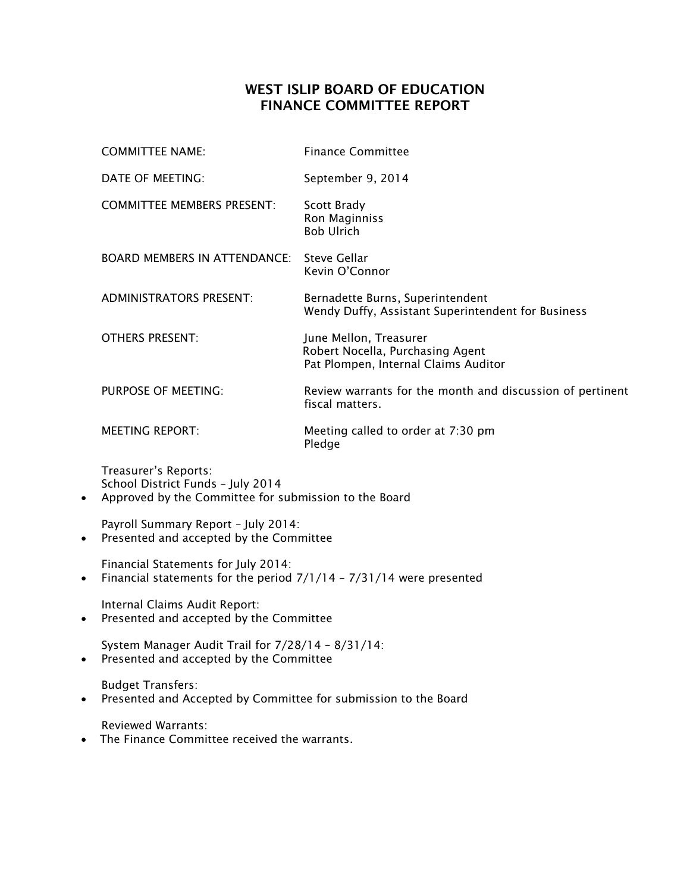# WEST ISLIP BOARD OF EDUCATION
# FINANCE COMMITTEE REPORT

COMMITTEE NAME: Finance Committee

DATE OF MEETING: September 9, 2014

COMMITTEE MEMBERS PRESENT: Scott Brady
Ron Maginniss
Bob Ulrich

BOARD MEMBERS IN ATTENDANCE: Steve Gellar
Kevin O'Connor

ADMINISTRATORS PRESENT: Bernadette Burns, Superintendent
Wendy Duffy, Assistant Superintendent for Business

OTHERS PRESENT: June Mellon, Treasurer
Robert Nocella, Purchasing Agent
Pat Plompen, Internal Claims Auditor

PURPOSE OF MEETING: Review warrants for the month and discussion of pertinent fiscal matters.

MEETING REPORT: Meeting called to order at 7:30 pm
Pledge

Treasurer's Reports:
School District Funds – July 2014

- Approved by the Committee for submission to the Board

Payroll Summary Report – July 2014:

- Presented and accepted by the Committee

Financial Statements for July 2014:

- Financial statements for the period 7/1/14 – 7/31/14 were presented

Internal Claims Audit Report:

- Presented and accepted by the Committee

System Manager Audit Trail for 7/28/14 – 8/31/14:

- Presented and accepted by the Committee

Budget Transfers:

- Presented and Accepted by Committee for submission to the Board

Reviewed Warrants:

- The Finance Committee received the warrants.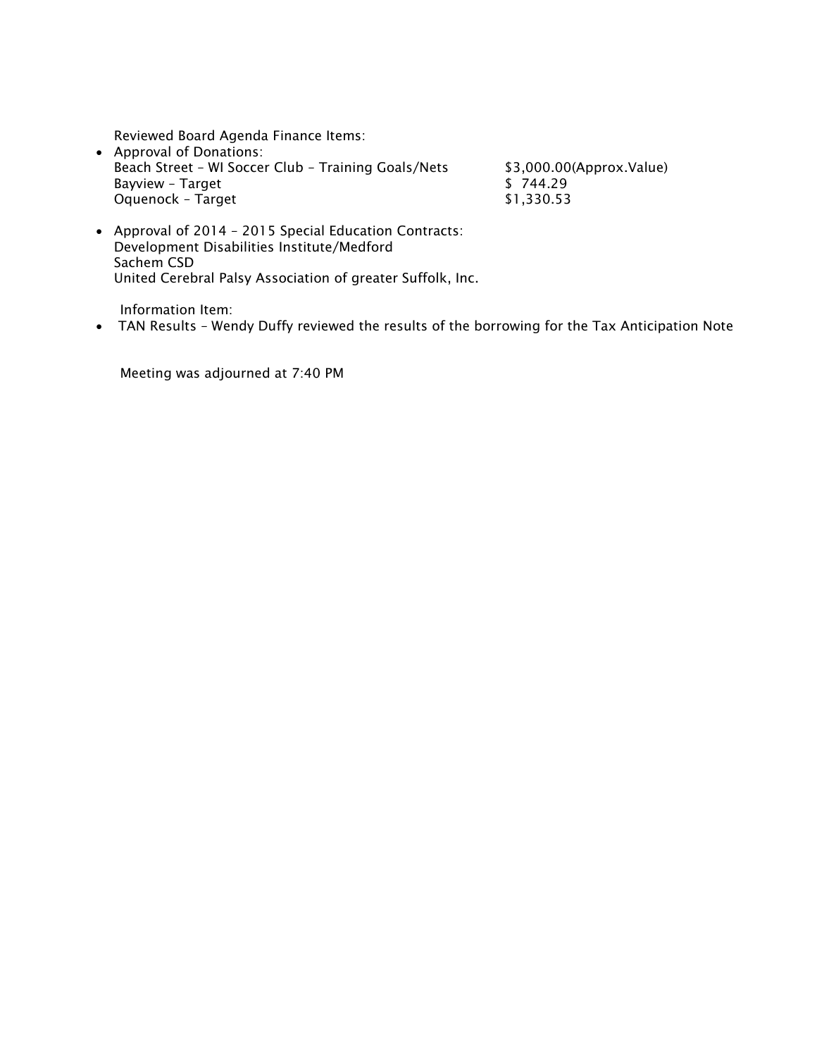Reviewed Board Agenda Finance Items:

- Approval of Donations:

| | |
|---|---|
| Beach Street – WI Soccer Club – Training Goals/Nets | $3,000.00(Approx.Value) |
| Bayview – Target | $ 744.29 |
| Oquenock – Target | $1,330.53 |

- Approval of 2014 – 2015 Special Education Contracts:
  Development Disabilities Institute/Medford
  Sachem CSD
  United Cerebral Palsy Association of greater Suffolk, Inc.

Information Item:

- TAN Results – Wendy Duffy reviewed the results of the borrowing for the Tax Anticipation Note

Meeting was adjourned at 7:40 PM